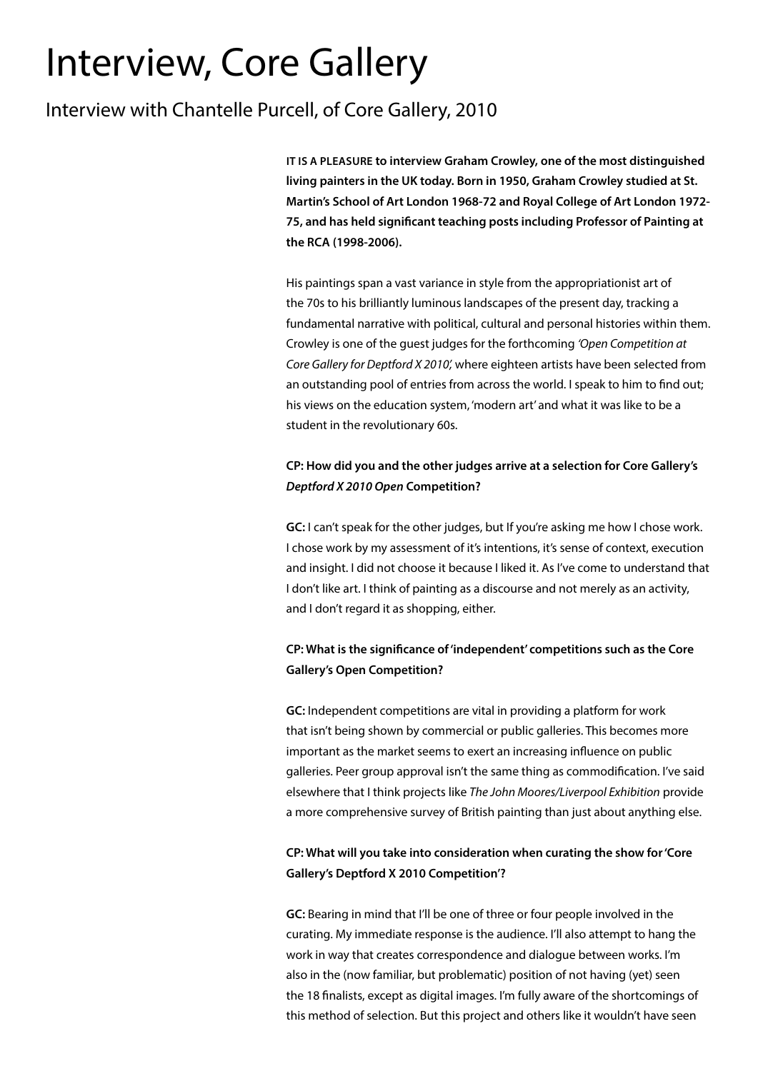# Interview, Core Gallery

## Interview with Chantelle Purcell, of Core Gallery, 2010

**IT IS A PLEASURE to interview Graham Crowley, one of the most distinguished living painters in the UK today. Born in 1950, Graham Crowley studied at St. Martin's School of Art London 1968-72 and Royal College of Art London 1972-75, and has held significant teaching posts including Professor of Painting at the RCA (1998-2006).**

His paintings span a vast variance in style from the appropriationist art of the 70s to his brilliantly luminous landscapes of the present day, tracking a fundamental narrative with political, cultural and personal histories within them. Crowley is one of the guest judges for the forthcoming *'Open Competition at Core Gallery for Deptford X 2010',* where eighteen artists have been selected from an outstanding pool of entries from across the world. I speak to him to find out; his views on the education system, 'modern art' and what it was like to be a student in the revolutionary 60s.

**CP: How did you and the other judges arrive at a selection for Core Gallery's *Deptford X 2010 Open* Competition?**

**GC:** I can't speak for the other judges, but If you're asking me how I chose work. I chose work by my assessment of it's intentions, it's sense of context, execution and insight. I did not choose it because I liked it. As I've come to understand that I don't like art. I think of painting as a discourse and not merely as an activity, and I don't regard it as shopping, either.

**CP: What is the significance of 'independent' competitions such as the Core Gallery's Open Competition?**

**GC:** Independent competitions are vital in providing a platform for work that isn't being shown by commercial or public galleries. This becomes more important as the market seems to exert an increasing influence on public galleries. Peer group approval isn't the same thing as commodification. I've said elsewhere that I think projects like *The John Moores/Liverpool Exhibition* provide a more comprehensive survey of British painting than just about anything else.

**CP: What will you take into consideration when curating the show for 'Core Gallery's Deptford X 2010 Competition'?**

**GC:** Bearing in mind that I'll be one of three or four people involved in the curating. My immediate response is the audience. I'll also attempt to hang the work in way that creates correspondence and dialogue between works. I'm also in the (now familiar, but problematic) position of not having (yet) seen the 18 finalists, except as digital images. I'm fully aware of the shortcomings of this method of selection. But this project and others like it wouldn't have seen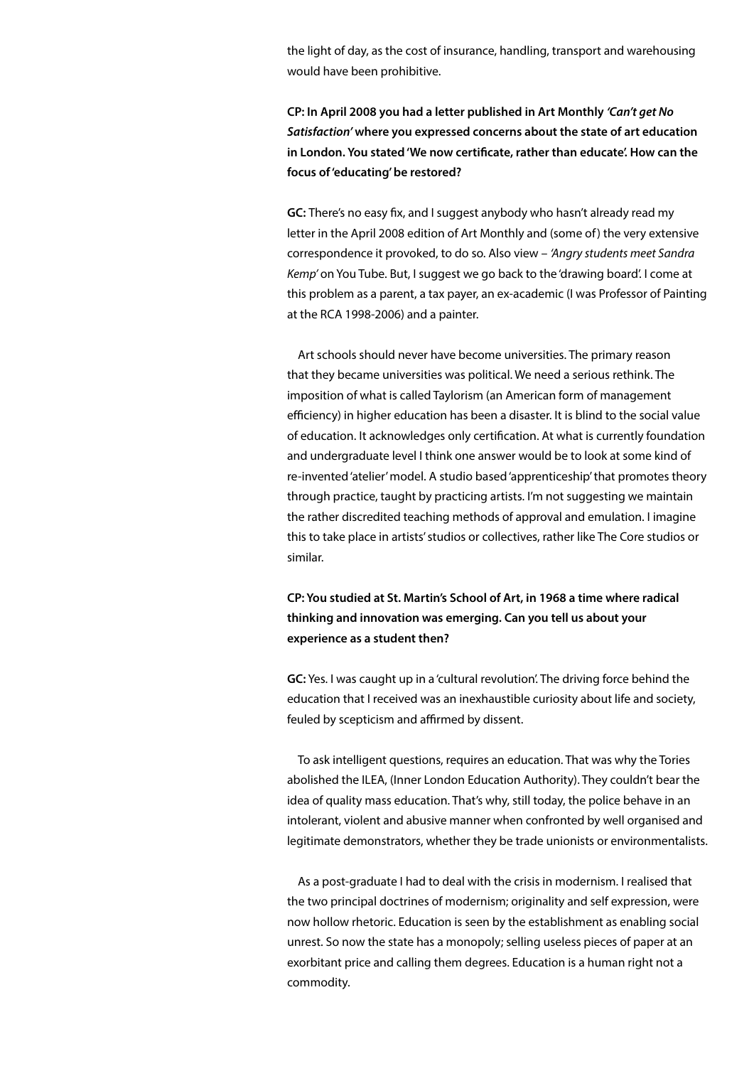the light of day, as the cost of insurance, handling, transport and warehousing would have been prohibitive.

**CP: In April 2008 you had a letter published in Art Monthly *'Can't get No Satisfaction'* where you expressed concerns about the state of art education in London. You stated 'We now certificate, rather than educate'. How can the focus of 'educating' be restored?**

**GC:** There's no easy fix, and I suggest anybody who hasn't already read my letter in the April 2008 edition of Art Monthly and (some of) the very extensive correspondence it provoked, to do so. Also view – *'Angry students meet Sandra Kemp'* on You Tube. But, I suggest we go back to the 'drawing board'. I come at this problem as a parent, a tax payer, an ex-academic (I was Professor of Painting at the RCA 1998-2006) and a painter.

Art schools should never have become universities. The primary reason that they became universities was political. We need a serious rethink. The imposition of what is called Taylorism (an American form of management efficiency) in higher education has been a disaster. It is blind to the social value of education. It acknowledges only certification. At what is currently foundation and undergraduate level I think one answer would be to look at some kind of re-invented 'atelier' model. A studio based 'apprenticeship' that promotes theory through practice, taught by practicing artists. I'm not suggesting we maintain the rather discredited teaching methods of approval and emulation. I imagine this to take place in artists' studios or collectives, rather like The Core studios or similar.

**CP: You studied at St. Martin's School of Art, in 1968 a time where radical thinking and innovation was emerging. Can you tell us about your experience as a student then?**

**GC:** Yes. I was caught up in a 'cultural revolution'. The driving force behind the education that I received was an inexhaustible curiosity about life and society, feuled by scepticism and affirmed by dissent.

To ask intelligent questions, requires an education. That was why the Tories abolished the ILEA, (Inner London Education Authority). They couldn't bear the idea of quality mass education. That's why, still today, the police behave in an intolerant, violent and abusive manner when confronted by well organised and legitimate demonstrators, whether they be trade unionists or environmentalists.

As a post-graduate I had to deal with the crisis in modernism. I realised that the two principal doctrines of modernism; originality and self expression, were now hollow rhetoric. Education is seen by the establishment as enabling social unrest. So now the state has a monopoly; selling useless pieces of paper at an exorbitant price and calling them degrees. Education is a human right not a commodity.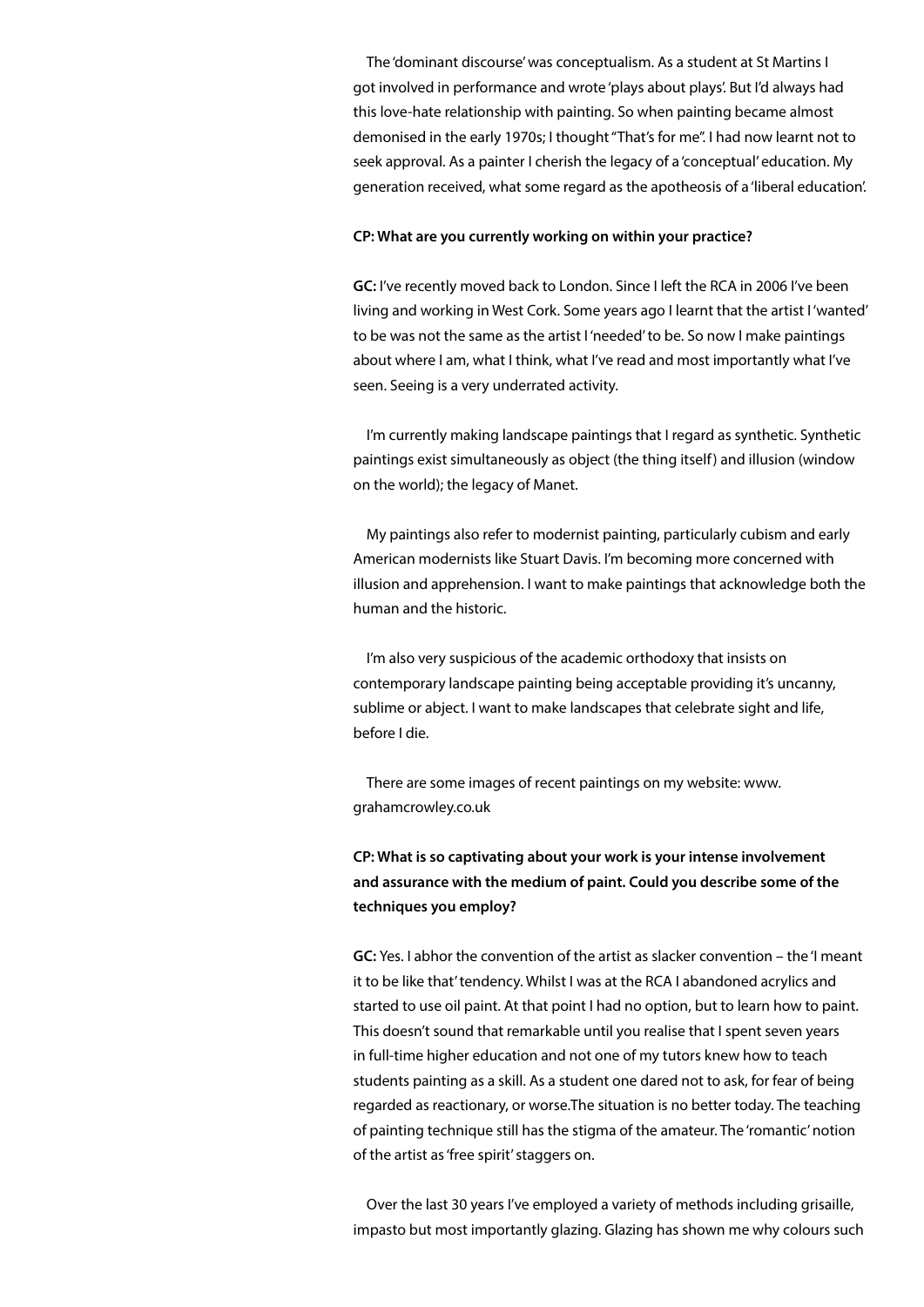The 'dominant discourse' was conceptualism. As a student at St Martins I got involved in performance and wrote 'plays about plays'. But I'd always had this love-hate relationship with painting. So when painting became almost demonised in the early 1970s; I thought "That's for me". I had now learnt not to seek approval. As a painter I cherish the legacy of a 'conceptual' education. My generation received, what some regard as the apotheosis of a 'liberal education'.

**CP: What are you currently working on within your practice?**

**GC:** I've recently moved back to London. Since I left the RCA in 2006 I've been living and working in West Cork. Some years ago I learnt that the artist I 'wanted' to be was not the same as the artist I 'needed' to be. So now I make paintings about where I am, what I think, what I've read and most importantly what I've seen. Seeing is a very underrated activity.

I'm currently making landscape paintings that I regard as synthetic. Synthetic paintings exist simultaneously as object (the thing itself) and illusion (window on the world); the legacy of Manet.

My paintings also refer to modernist painting, particularly cubism and early American modernists like Stuart Davis. I'm becoming more concerned with illusion and apprehension. I want to make paintings that acknowledge both the human and the historic.

I'm also very suspicious of the academic orthodoxy that insists on contemporary landscape painting being acceptable providing it's uncanny, sublime or abject. I want to make landscapes that celebrate sight and life, before I die.

There are some images of recent paintings on my website: www.grahamcrowley.co.uk

**CP: What is so captivating about your work is your intense involvement and assurance with the medium of paint. Could you describe some of the techniques you employ?**

**GC:** Yes. I abhor the convention of the artist as slacker convention – the 'I meant it to be like that' tendency. Whilst I was at the RCA I abandoned acrylics and started to use oil paint. At that point I had no option, but to learn how to paint. This doesn't sound that remarkable until you realise that I spent seven years in full-time higher education and not one of my tutors knew how to teach students painting as a skill. As a student one dared not to ask, for fear of being regarded as reactionary, or worse.The situation is no better today. The teaching of painting technique still has the stigma of the amateur. The 'romantic' notion of the artist as 'free spirit' staggers on.

Over the last 30 years I've employed a variety of methods including grisaille, impasto but most importantly glazing. Glazing has shown me why colours such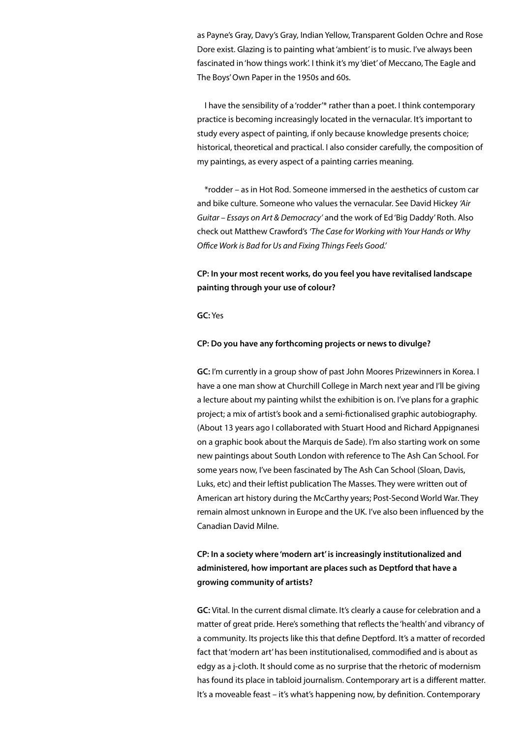as Payne's Gray, Davy's Gray, Indian Yellow, Transparent Golden Ochre and Rose Dore exist. Glazing is to painting what 'ambient' is to music. I've always been fascinated in 'how things work'. I think it's my 'diet' of Meccano, The Eagle and The Boys' Own Paper in the 1950s and 60s.

I have the sensibility of a 'rodder'* rather than a poet. I think contemporary practice is becoming increasingly located in the vernacular. It's important to study every aspect of painting, if only because knowledge presents choice; historical, theoretical and practical. I also consider carefully, the composition of my paintings, as every aspect of a painting carries meaning.

*rodder – as in Hot Rod. Someone immersed in the aesthetics of custom car and bike culture. Someone who values the vernacular. See David Hickey *'Air Guitar – Essays on Art & Democracy'* and the work of Ed 'Big Daddy' Roth. Also check out Matthew Crawford's *'The Case for Working with Your Hands or Why Office Work is Bad for Us and Fixing Things Feels Good.'*

**CP: In your most recent works, do you feel you have revitalised landscape painting through your use of colour?**

**GC:** Yes

**CP: Do you have any forthcoming projects or news to divulge?**

**GC:** I'm currently in a group show of past John Moores Prizewinners in Korea. I have a one man show at Churchill College in March next year and I'll be giving a lecture about my painting whilst the exhibition is on. I've plans for a graphic project; a mix of artist's book and a semi-fictionalised graphic autobiography. (About 13 years ago I collaborated with Stuart Hood and Richard Appignanesi on a graphic book about the Marquis de Sade). I'm also starting work on some new paintings about South London with reference to The Ash Can School. For some years now, I've been fascinated by The Ash Can School (Sloan, Davis, Luks, etc) and their leftist publication The Masses. They were written out of American art history during the McCarthy years; Post-Second World War. They remain almost unknown in Europe and the UK. I've also been influenced by the Canadian David Milne.

**CP: In a society where 'modern art' is increasingly institutionalized and administered, how important are places such as Deptford that have a growing community of artists?**

**GC:** Vital. In the current dismal climate. It's clearly a cause for celebration and a matter of great pride. Here's something that reflects the 'health' and vibrancy of a community. Its projects like this that define Deptford. It's a matter of recorded fact that 'modern art' has been institutionalised, commodified and is about as edgy as a j-cloth. It should come as no surprise that the rhetoric of modernism has found its place in tabloid journalism. Contemporary art is a different matter. It's a moveable feast – it's what's happening now, by definition. Contemporary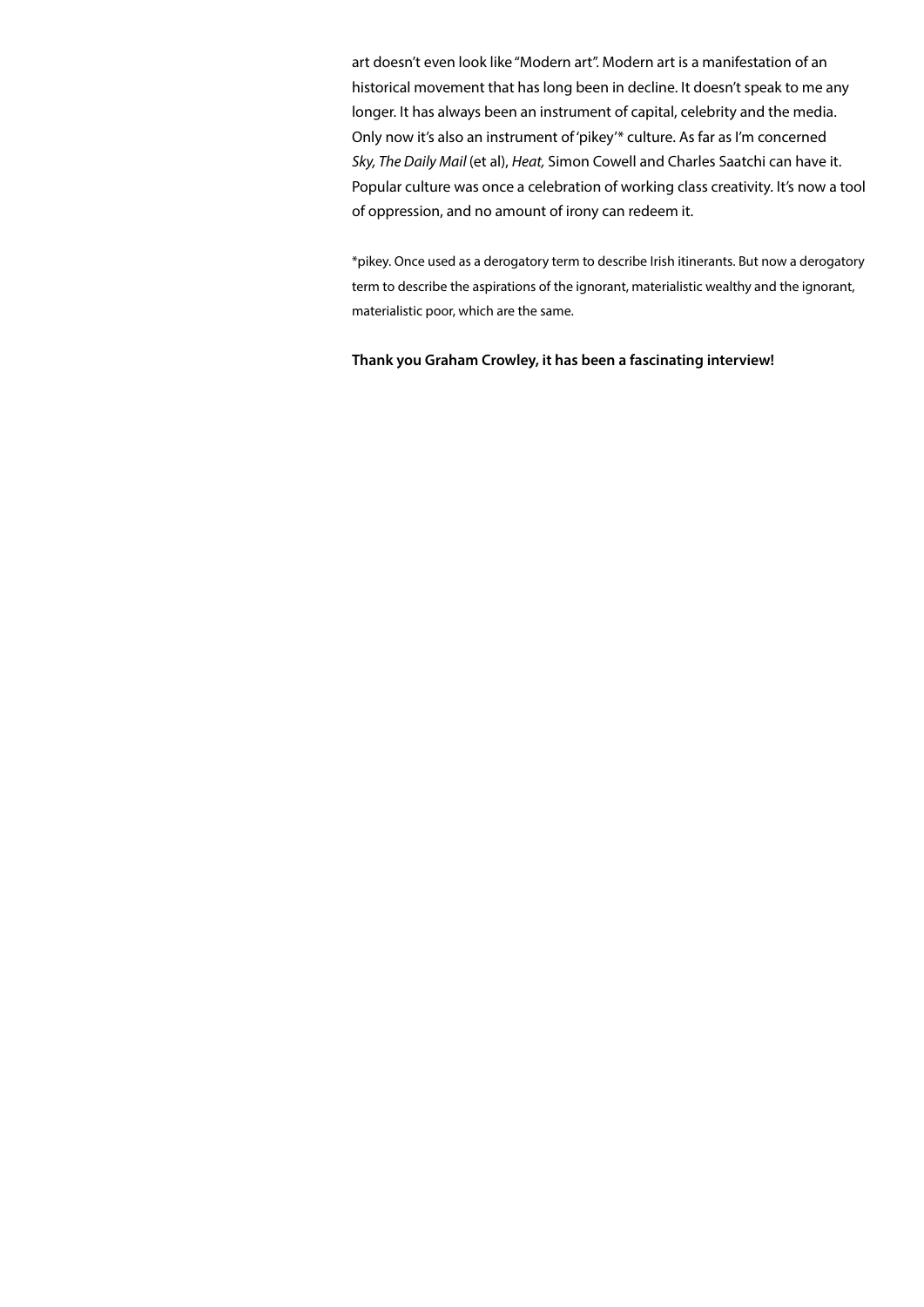art doesn't even look like "Modern art". Modern art is a manifestation of an historical movement that has long been in decline. It doesn't speak to me any longer. It has always been an instrument of capital, celebrity and the media. Only now it's also an instrument of 'pikey'* culture. As far as I'm concerned *Sky, The Daily Mail* (et al), *Heat,* Simon Cowell and Charles Saatchi can have it. Popular culture was once a celebration of working class creativity. It's now a tool of oppression, and no amount of irony can redeem it.

*pikey. Once used as a derogatory term to describe Irish itinerants. But now a derogatory term to describe the aspirations of the ignorant, materialistic wealthy and the ignorant, materialistic poor, which are the same.

**Thank you Graham Crowley, it has been a fascinating interview!**